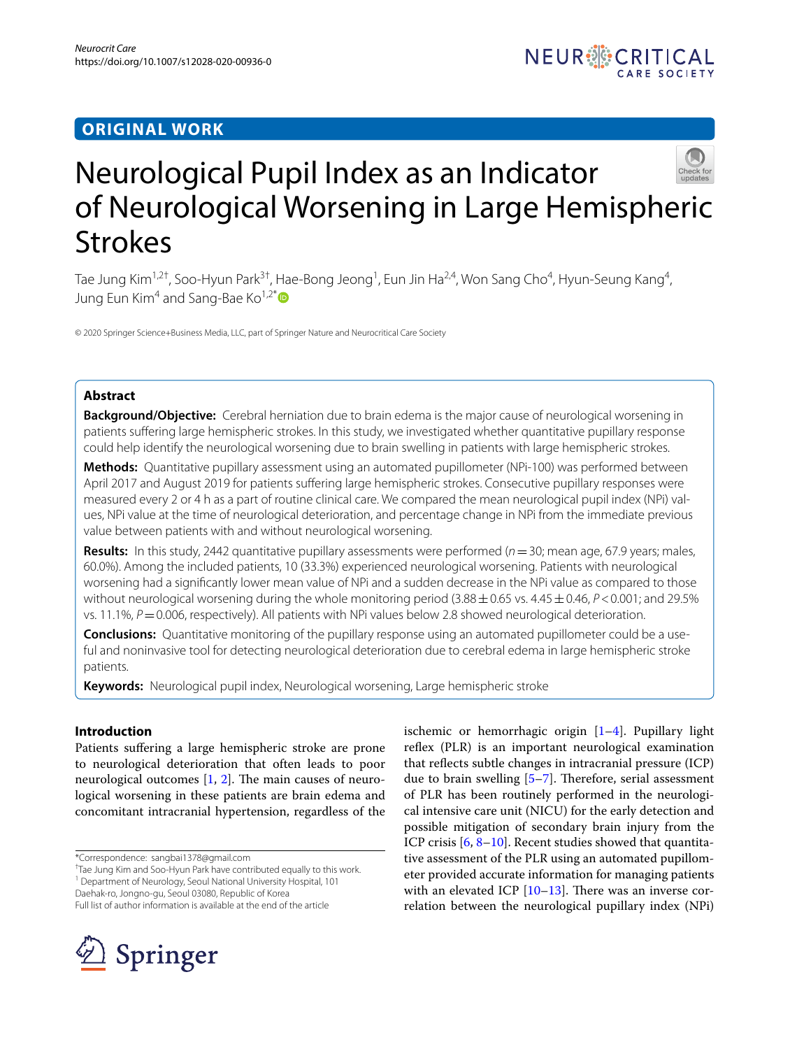ORIGINAL WORK

# Neurological Pupil Index as an Indicator of Neurological Worsening in Large Hemispheric Strokes

Tae Jung Kim[1,2†], Soo-Hyun Park[3†], Hae-Bong Jeong[1], Eun Jin Ha[2,4], Won Sang Cho[4], Hyun-Seung Kang[4], Jung Eun Kim[4] and Sang-Bae Ko[1,2*]

© 2020 Springer Science+Business Media, LLC, part of Springer Nature and Neurocritical Care Society

## Abstract

**Background/Objective:** Cerebral herniation due to brain edema is the major cause of neurological worsening in patients suffering large hemispheric strokes. In this study, we investigated whether quantitative pupillary response could help identify the neurological worsening due to brain swelling in patients with large hemispheric strokes.

**Methods:** Quantitative pupillary assessment using an automated pupillometer (NPi-100) was performed between April 2017 and August 2019 for patients suffering large hemispheric strokes. Consecutive pupillary responses were measured every 2 or 4 h as a part of routine clinical care. We compared the mean neurological pupil index (NPi) values, NPi value at the time of neurological deterioration, and percentage change in NPi from the immediate previous value between patients with and without neurological worsening.

**Results:** In this study, 2442 quantitative pupillary assessments were performed ($n = 30$; mean age, 67.9 years; males, 60.0%). Among the included patients, 10 (33.3%) experienced neurological worsening. Patients with neurological worsening had a significantly lower mean value of NPi and a sudden decrease in the NPi value as compared to those without neurological worsening during the whole monitoring period ($3.88 \pm 0.65$ vs. $4.45 \pm 0.46$, $P < 0.001$; and 29.5% vs. 11.1%, $P = 0.006$, respectively). All patients with NPi values below 2.8 showed neurological deterioration.

**Conclusions:** Quantitative monitoring of the pupillary response using an automated pupillometer could be a useful and noninvasive tool for detecting neurological deterioration due to cerebral edema in large hemispheric stroke patients.

**Keywords:** Neurological pupil index, Neurological worsening, Large hemispheric stroke

## Introduction

Patients suffering a large hemispheric stroke are prone to neurological deterioration that often leads to poor neurological outcomes [1, 2]. The main causes of neurological worsening in these patients are brain edema and concomitant intracranial hypertension, regardless of the ischemic or hemorrhagic origin [1–4]. Pupillary light reflex (PLR) is an important neurological examination that reflects subtle changes in intracranial pressure (ICP) due to brain swelling [5–7]. Therefore, serial assessment of PLR has been routinely performed in the neurological intensive care unit (NICU) for the early detection and possible mitigation of secondary brain injury from the ICP crisis [6, 8–10]. Recent studies showed that quantitative assessment of the PLR using an automated pupillometer provided accurate information for managing patients with an elevated ICP [10–13]. There was an inverse correlation between the neurological pupillary index (NPi)

*Correspondence: sangbai1378@gmail.com

†Tae Jung Kim and Soo-Hyun Park have contributed equally to this work.

[1] Department of Neurology, Seoul National University Hospital, 101 Daehak-ro, Jongno-gu, Seoul 03080, Republic of Korea

Full list of author information is available at the end of the article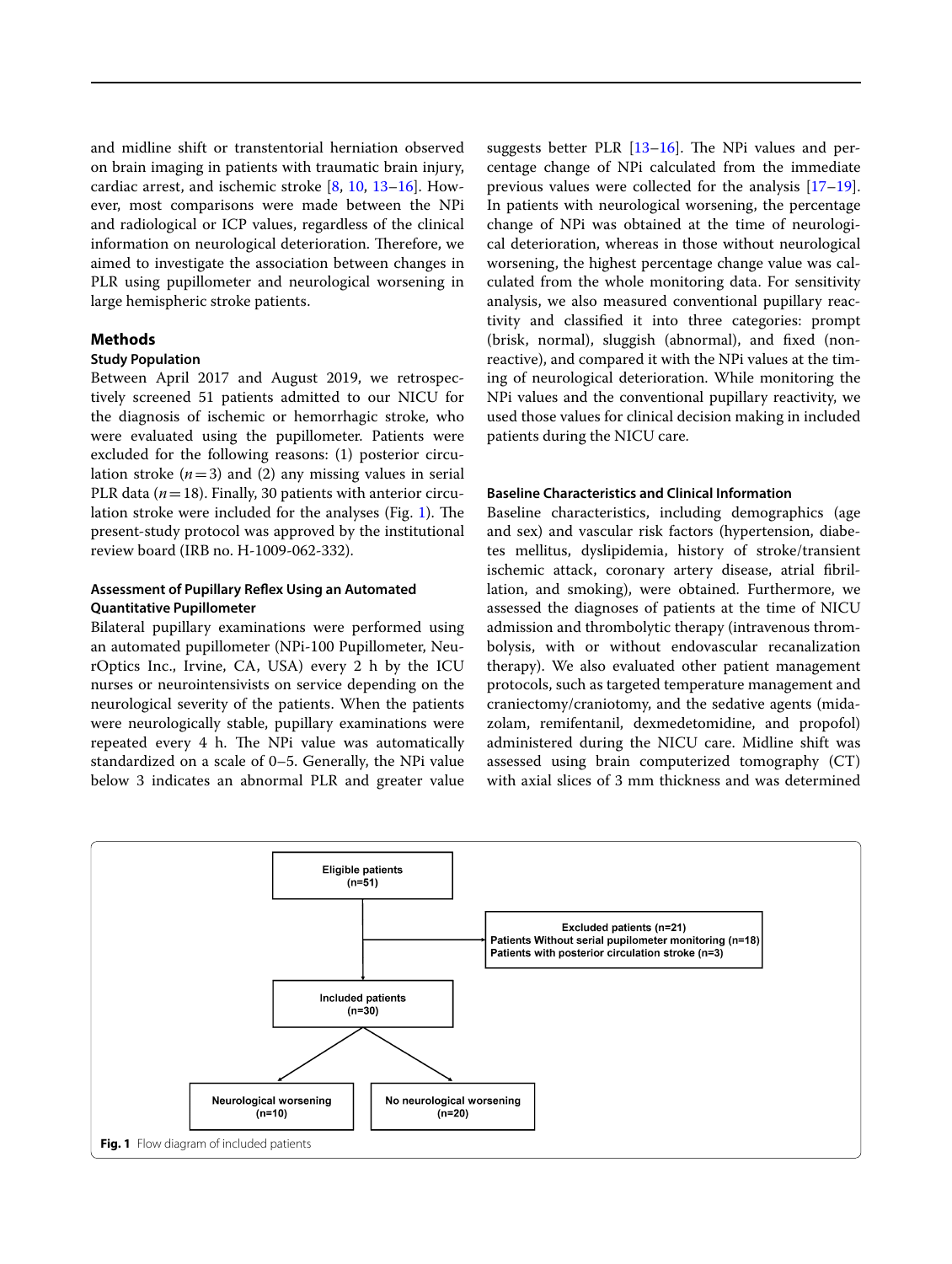and midline shift or transtentorial herniation observed on brain imaging in patients with traumatic brain injury, cardiac arrest, and ischemic stroke [8, 10, 13–16]. However, most comparisons were made between the NPi and radiological or ICP values, regardless of the clinical information on neurological deterioration. Therefore, we aimed to investigate the association between changes in PLR using pupillometer and neurological worsening in large hemispheric stroke patients.

## Methods

### Study Population

Between April 2017 and August 2019, we retrospectively screened 51 patients admitted to our NICU for the diagnosis of ischemic or hemorrhagic stroke, who were evaluated using the pupillometer. Patients were excluded for the following reasons: (1) posterior circulation stroke ($n=3$) and (2) any missing values in serial PLR data ($n=18$). Finally, 30 patients with anterior circulation stroke were included for the analyses (Fig. 1). The present-study protocol was approved by the institutional review board (IRB no. H-1009-062-332).

### Assessment of Pupillary Reflex Using an Automated Quantitative Pupillometer

Bilateral pupillary examinations were performed using an automated pupillometer (NPi-100 Pupillometer, NeurOptics Inc., Irvine, CA, USA) every 2 h by the ICU nurses or neurointensivists on service depending on the neurological severity of the patients. When the patients were neurologically stable, pupillary examinations were repeated every 4 h. The NPi value was automatically standardized on a scale of 0–5. Generally, the NPi value below 3 indicates an abnormal PLR and greater value suggests better PLR [13–16]. The NPi values and percentage change of NPi calculated from the immediate previous values were collected for the analysis [17–19]. In patients with neurological worsening, the percentage change of NPi was obtained at the time of neurological deterioration, whereas in those without neurological worsening, the highest percentage change value was calculated from the whole monitoring data. For sensitivity analysis, we also measured conventional pupillary reactivity and classified it into three categories: prompt (brisk, normal), sluggish (abnormal), and fixed (nonreactive), and compared it with the NPi values at the timing of neurological deterioration. While monitoring the NPi values and the conventional pupillary reactivity, we used those values for clinical decision making in included patients during the NICU care.

### Baseline Characteristics and Clinical Information

Baseline characteristics, including demographics (age and sex) and vascular risk factors (hypertension, diabetes mellitus, dyslipidemia, history of stroke/transient ischemic attack, coronary artery disease, atrial fibrillation, and smoking), were obtained. Furthermore, we assessed the diagnoses of patients at the time of NICU admission and thrombolytic therapy (intravenous thrombolysis, with or without endovascular recanalization therapy). We also evaluated other patient management protocols, such as targeted temperature management and craniectomy/craniotomy, and the sedative agents (midazolam, remifentanil, dexmedetomidine, and propofol) administered during the NICU care. Midline shift was assessed using brain computerized tomography (CT) with axial slices of 3 mm thickness and was determined

Eligible patients (n=51)

Excluded patients (n=21)
Patients Without serial pupilometer monitoring (n=18)
Patients with posterior circulation stroke (n=3)

Included patients (n=30)

Neurological worsening (n=10)

No neurological worsening (n=20)

**Fig. 1** Flow diagram of included patients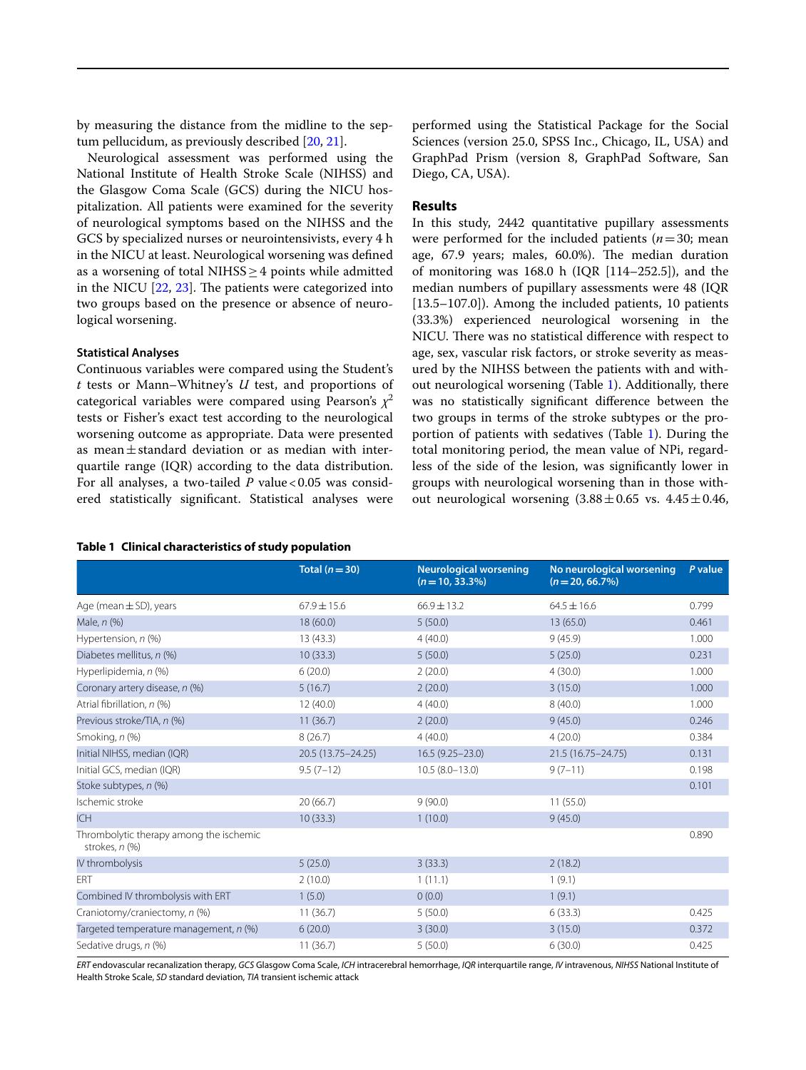by measuring the distance from the midline to the septum pellucidum, as previously described [20, 21].

Neurological assessment was performed using the National Institute of Health Stroke Scale (NIHSS) and the Glasgow Coma Scale (GCS) during the NICU hospitalization. All patients were examined for the severity of neurological symptoms based on the NIHSS and the GCS by specialized nurses or neurointensivists, every 4 h in the NICU at least. Neurological worsening was defined as a worsening of total NIHSS ≥ 4 points while admitted in the NICU [22, 23]. The patients were categorized into two groups based on the presence or absence of neurological worsening.

### Statistical Analyses

Continuous variables were compared using the Student's *t* tests or Mann–Whitney's *U* test, and proportions of categorical variables were compared using Pearson's $\chi^2$ tests or Fisher's exact test according to the neurological worsening outcome as appropriate. Data were presented as mean ± standard deviation or as median with interquartile range (IQR) according to the data distribution. For all analyses, a two-tailed *P* value < 0.05 was considered statistically significant. Statistical analyses were performed using the Statistical Package for the Social Sciences (version 25.0, SPSS Inc., Chicago, IL, USA) and GraphPad Prism (version 8, GraphPad Software, San Diego, CA, USA).

## Results

In this study, 2442 quantitative pupillary assessments were performed for the included patients ($n = 30$; mean age, 67.9 years; males, 60.0%). The median duration of monitoring was 168.0 h (IQR [114–252.5]), and the median numbers of pupillary assessments were 48 (IQR [13.5–107.0]). Among the included patients, 10 patients (33.3%) experienced neurological worsening in the NICU. There was no statistical difference with respect to age, sex, vascular risk factors, or stroke severity as measured by the NIHSS between the patients with and without neurological worsening (Table 1). Additionally, there was no statistically significant difference between the two groups in terms of the stroke subtypes or the proportion of patients with sedatives (Table 1). During the total monitoring period, the mean value of NPi, regardless of the side of the lesion, was significantly lower in groups with neurological worsening than in those without neurological worsening (3.88 ± 0.65 vs. 4.45 ± 0.46,

**Table 1 Clinical characteristics of study population**

| | Total ($n = 30$) | Neurological worsening ($n = 10$, 33.3%) | No neurological worsening ($n = 20$, 66.7%) | *P* value |
|---|---|---|---|---|
| Age (mean ± SD), years | 67.9 ± 15.6 | 66.9 ± 13.2 | 64.5 ± 16.6 | 0.799 |
| Male, *n* (%) | 18 (60.0) | 5 (50.0) | 13 (65.0) | 0.461 |
| Hypertension, *n* (%) | 13 (43.3) | 4 (40.0) | 9 (45.9) | 1.000 |
| Diabetes mellitus, *n* (%) | 10 (33.3) | 5 (50.0) | 5 (25.0) | 0.231 |
| Hyperlipidemia, *n* (%) | 6 (20.0) | 2 (20.0) | 4 (30.0) | 1.000 |
| Coronary artery disease, *n* (%) | 5 (16.7) | 2 (20.0) | 3 (15.0) | 1.000 |
| Atrial fibrillation, *n* (%) | 12 (40.0) | 4 (40.0) | 8 (40.0) | 1.000 |
| Previous stroke/TIA, *n* (%) | 11 (36.7) | 2 (20.0) | 9 (45.0) | 0.246 |
| Smoking, *n* (%) | 8 (26.7) | 4 (40.0) | 4 (20.0) | 0.384 |
| Initial NIHSS, median (IQR) | 20.5 (13.75–24.25) | 16.5 (9.25–23.0) | 21.5 (16.75–24.75) | 0.131 |
| Initial GCS, median (IQR) | 9.5 (7–12) | 10.5 (8.0–13.0) | 9 (7–11) | 0.198 |
| Stoke subtypes, *n* (%) | | | | 0.101 |
| Ischemic stroke | 20 (66.7) | 9 (90.0) | 11 (55.0) | |
| ICH | 10 (33.3) | 1 (10.0) | 9 (45.0) | |
| Thrombolytic therapy among the ischemic strokes, *n* (%) | | | | 0.890 |
| IV thrombolysis | 5 (25.0) | 3 (33.3) | 2 (18.2) | |
| ERT | 2 (10.0) | 1 (11.1) | 1 (9.1) | |
| Combined IV thrombolysis with ERT | 1 (5.0) | 0 (0.0) | 1 (9.1) | |
| Craniotomy/craniectomy, *n* (%) | 11 (36.7) | 5 (50.0) | 6 (33.3) | 0.425 |
| Targeted temperature management, *n* (%) | 6 (20.0) | 3 (30.0) | 3 (15.0) | 0.372 |
| Sedative drugs, *n* (%) | 11 (36.7) | 5 (50.0) | 6 (30.0) | 0.425 |

*ERT* endovascular recanalization therapy, *GCS* Glasgow Coma Scale, *ICH* intracerebral hemorrhage, *IQR* interquartile range, *IV* intravenous, *NIHSS* National Institute of Health Stroke Scale, *SD* standard deviation, *TIA* transient ischemic attack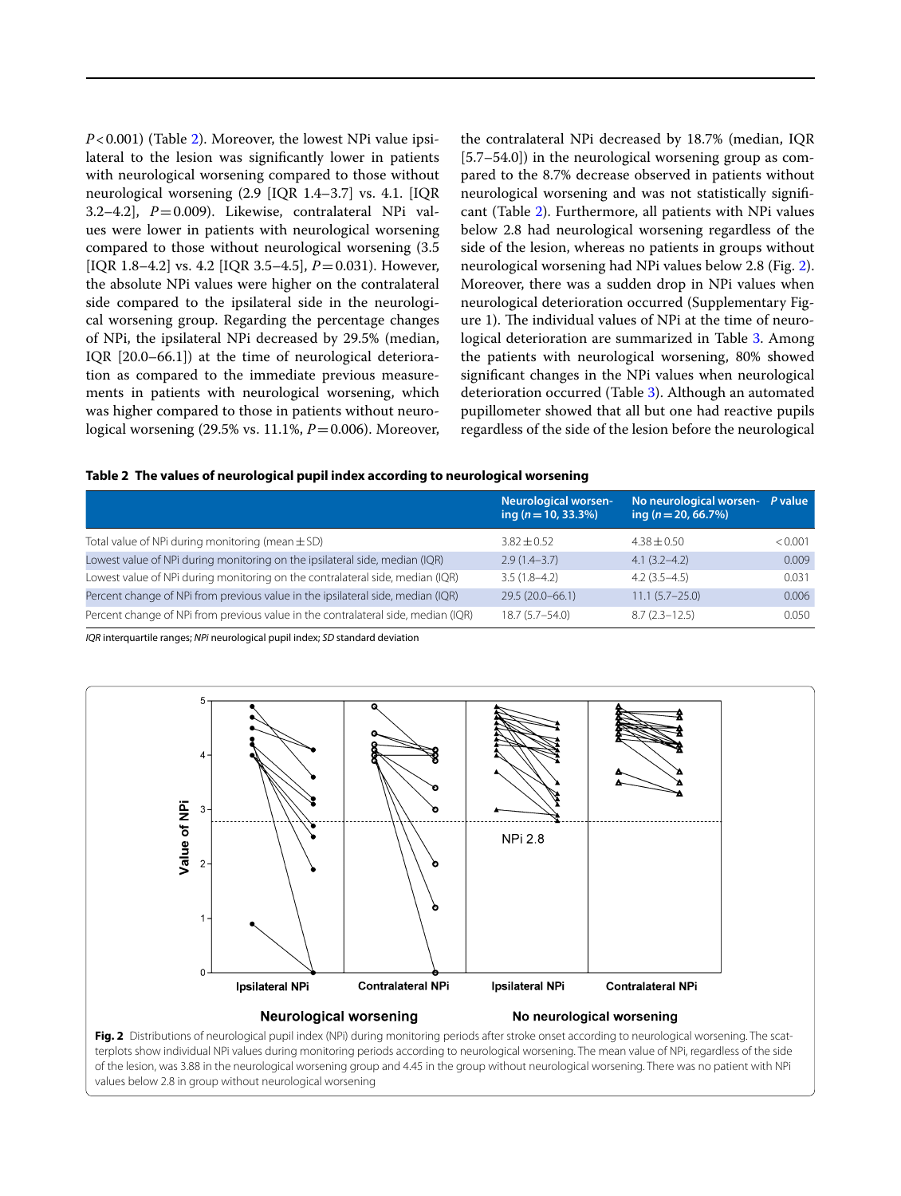$P < 0.001$) (Table 2). Moreover, the lowest NPi value ipsilateral to the lesion was significantly lower in patients with neurological worsening compared to those without neurological worsening (2.9 [IQR 1.4–3.7] vs. 4.1. [IQR 3.2–4.2], $P = 0.009$). Likewise, contralateral NPi values were lower in patients with neurological worsening compared to those without neurological worsening (3.5 [IQR 1.8–4.2] vs. 4.2 [IQR 3.5–4.5], $P = 0.031$). However, the absolute NPi values were higher on the contralateral side compared to the ipsilateral side in the neurological worsening group. Regarding the percentage changes of NPi, the ipsilateral NPi decreased by 29.5% (median, IQR [20.0–66.1]) at the time of neurological deterioration as compared to the immediate previous measurements in patients with neurological worsening, which was higher compared to those in patients without neurological worsening (29.5% vs. 11.1%, $P = 0.006$). Moreover, the contralateral NPi decreased by 18.7% (median, IQR [5.7–54.0]) in the neurological worsening group as compared to the 8.7% decrease observed in patients without neurological worsening and was not statistically significant (Table 2). Furthermore, all patients with NPi values below 2.8 had neurological worsening regardless of the side of the lesion, whereas no patients in groups without neurological worsening had NPi values below 2.8 (Fig. 2). Moreover, there was a sudden drop in NPi values when neurological deterioration occurred (Supplementary Figure 1). The individual values of NPi at the time of neurological deterioration are summarized in Table 3. Among the patients with neurological worsening, 80% showed significant changes in the NPi values when neurological deterioration occurred (Table 3). Although an automated pupillometer showed that all but one had reactive pupils regardless of the side of the lesion before the neurological

**Table 2 The values of neurological pupil index according to neurological worsening**

| | Neurological worsening ($n = 10$, 33.3%) | No neurological worsening ($n = 20$, 66.7%) | *P* value |
|---|---|---|---|
| Total value of NPi during monitoring (mean ± SD) | 3.82 ± 0.52 | 4.38 ± 0.50 | < 0.001 |
| Lowest value of NPi during monitoring on the ipsilateral side, median (IQR) | 2.9 (1.4–3.7) | 4.1 (3.2–4.2) | 0.009 |
| Lowest value of NPi during monitoring on the contralateral side, median (IQR) | 3.5 (1.8–4.2) | 4.2 (3.5–4.5) | 0.031 |
| Percent change of NPi from previous value in the ipsilateral side, median (IQR) | 29.5 (20.0–66.1) | 11.1 (5.7–25.0) | 0.006 |
| Percent change of NPi from previous value in the contralateral side, median (IQR) | 18.7 (5.7–54.0) | 8.7 (2.3–12.5) | 0.050 |

*IQR* interquartile ranges; *NPi* neurological pupil index; *SD* standard deviation

**Fig. 2** Distributions of neurological pupil index (NPi) during monitoring periods after stroke onset according to neurological worsening. The scatterplots show individual NPi values during monitoring periods according to neurological worsening. The mean value of NPi, regardless of the side of the lesion, was 3.88 in the neurological worsening group and 4.45 in the group without neurological worsening. There was no patient with NPi values below 2.8 in group without neurological worsening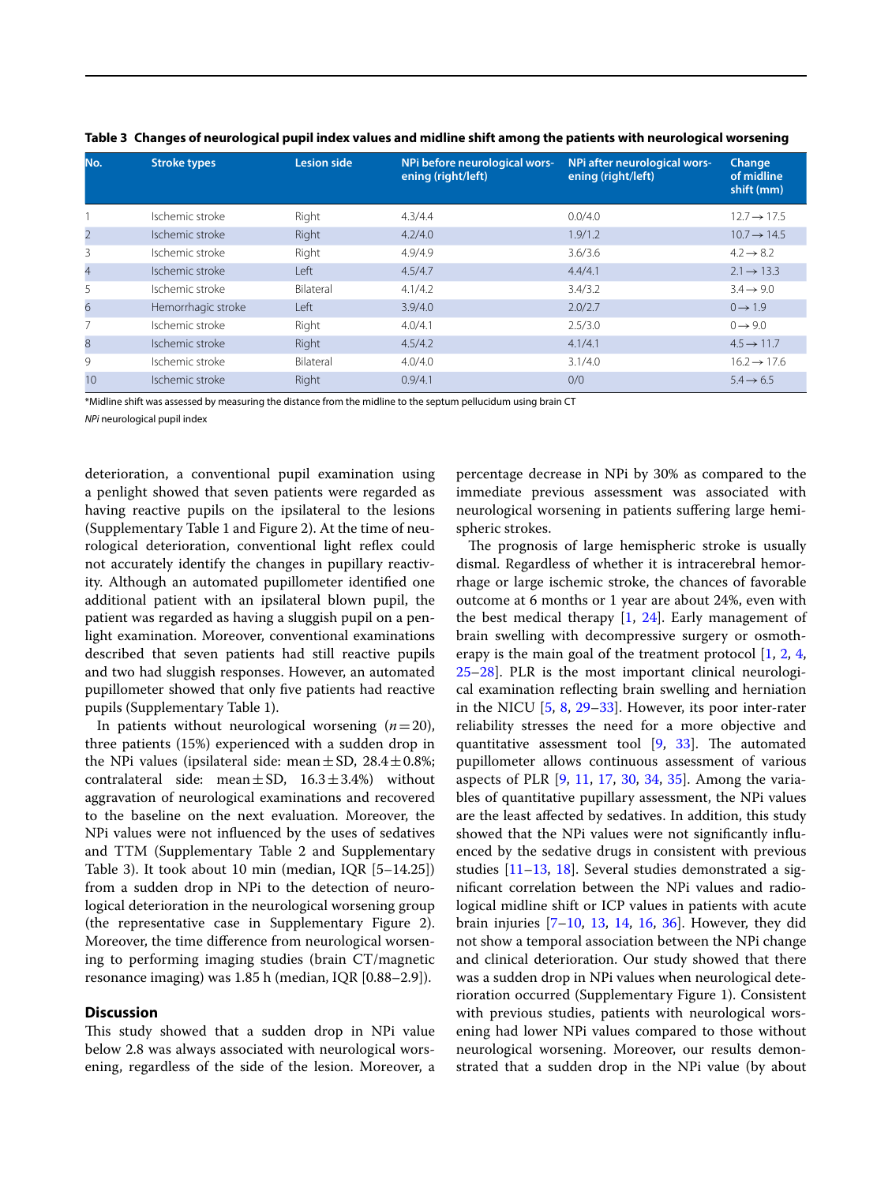**Table 3 Changes of neurological pupil index values and midline shift among the patients with neurological worsening**

| No. | Stroke types | Lesion side | NPi before neurological worsening (right/left) | NPi after neurological worsening (right/left) | Change of midline shift (mm) |
|---|---|---|---|---|---|
| 1 | Ischemic stroke | Right | 4.3/4.4 | 0.0/4.0 | 12.7 → 17.5 |
| 2 | Ischemic stroke | Right | 4.2/4.0 | 1.9/1.2 | 10.7 → 14.5 |
| 3 | Ischemic stroke | Right | 4.9/4.9 | 3.6/3.6 | 4.2 → 8.2 |
| 4 | Ischemic stroke | Left | 4.5/4.7 | 4.4/4.1 | 2.1 → 13.3 |
| 5 | Ischemic stroke | Bilateral | 4.1/4.2 | 3.4/3.2 | 3.4 → 9.0 |
| 6 | Hemorrhagic stroke | Left | 3.9/4.0 | 2.0/2.7 | 0 → 1.9 |
| 7 | Ischemic stroke | Right | 4.0/4.1 | 2.5/3.0 | 0 → 9.0 |
| 8 | Ischemic stroke | Right | 4.5/4.2 | 4.1/4.1 | 4.5 → 11.7 |
| 9 | Ischemic stroke | Bilateral | 4.0/4.0 | 3.1/4.0 | 16.2 → 17.6 |
| 10 | Ischemic stroke | Right | 0.9/4.1 | 0/0 | 5.4 → 6.5 |

*Midline shift was assessed by measuring the distance from the midline to the septum pellucidum using brain CT

*NPi* neurological pupil index

deterioration, a conventional pupil examination using a penlight showed that seven patients were regarded as having reactive pupils on the ipsilateral to the lesions (Supplementary Table 1 and Figure 2). At the time of neurological deterioration, conventional light reflex could not accurately identify the changes in pupillary reactivity. Although an automated pupillometer identified one additional patient with an ipsilateral blown pupil, the patient was regarded as having a sluggish pupil on a penlight examination. Moreover, conventional examinations described that seven patients had still reactive pupils and two had sluggish responses. However, an automated pupillometer showed that only five patients had reactive pupils (Supplementary Table 1).

In patients without neurological worsening ($n=20$), three patients (15%) experienced with a sudden drop in the NPi values (ipsilateral side: mean ± SD, 28.4 ± 0.8%; contralateral side: mean ± SD, 16.3 ± 3.4%) without aggravation of neurological examinations and recovered to the baseline on the next evaluation. Moreover, the NPi values were not influenced by the uses of sedatives and TTM (Supplementary Table 2 and Supplementary Table 3). It took about 10 min (median, IQR [5–14.25]) from a sudden drop in NPi to the detection of neurological deterioration in the neurological worsening group (the representative case in Supplementary Figure 2). Moreover, the time difference from neurological worsening to performing imaging studies (brain CT/magnetic resonance imaging) was 1.85 h (median, IQR [0.88–2.9]).

## Discussion

This study showed that a sudden drop in NPi value below 2.8 was always associated with neurological worsening, regardless of the side of the lesion. Moreover, a percentage decrease in NPi by 30% as compared to the immediate previous assessment was associated with neurological worsening in patients suffering large hemispheric strokes.

The prognosis of large hemispheric stroke is usually dismal. Regardless of whether it is intracerebral hemorrhage or large ischemic stroke, the chances of favorable outcome at 6 months or 1 year are about 24%, even with the best medical therapy [1, 24]. Early management of brain swelling with decompressive surgery or osmotherapy is the main goal of the treatment protocol [1, 2, 4, 25–28]. PLR is the most important clinical neurological examination reflecting brain swelling and herniation in the NICU [5, 8, 29–33]. However, its poor inter-rater reliability stresses the need for a more objective and quantitative assessment tool [9, 33]. The automated pupillometer allows continuous assessment of various aspects of PLR [9, 11, 17, 30, 34, 35]. Among the variables of quantitative pupillary assessment, the NPi values are the least affected by sedatives. In addition, this study showed that the NPi values were not significantly influenced by the sedative drugs in consistent with previous studies [11–13, 18]. Several studies demonstrated a significant correlation between the NPi values and radiological midline shift or ICP values in patients with acute brain injuries [7–10, 13, 14, 16, 36]. However, they did not show a temporal association between the NPi change and clinical deterioration. Our study showed that there was a sudden drop in NPi values when neurological deterioration occurred (Supplementary Figure 1). Consistent with previous studies, patients with neurological worsening had lower NPi values compared to those without neurological worsening. Moreover, our results demonstrated that a sudden drop in the NPi value (by about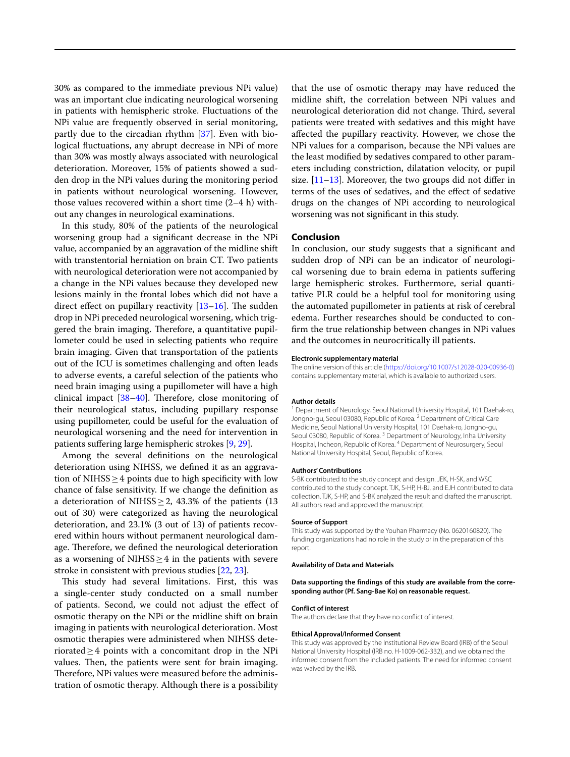30% as compared to the immediate previous NPi value) was an important clue indicating neurological worsening in patients with hemispheric stroke. Fluctuations of the NPi value are frequently observed in serial monitoring, partly due to the circadian rhythm [37]. Even with biological fluctuations, any abrupt decrease in NPi of more than 30% was mostly always associated with neurological deterioration. Moreover, 15% of patients showed a sudden drop in the NPi values during the monitoring period in patients without neurological worsening. However, those values recovered within a short time (2–4 h) without any changes in neurological examinations.

In this study, 80% of the patients of the neurological worsening group had a significant decrease in the NPi value, accompanied by an aggravation of the midline shift with transtentorial herniation on brain CT. Two patients with neurological deterioration were not accompanied by a change in the NPi values because they developed new lesions mainly in the frontal lobes which did not have a direct effect on pupillary reactivity [13–16]. The sudden drop in NPi preceded neurological worsening, which triggered the brain imaging. Therefore, a quantitative pupillometer could be used in selecting patients who require brain imaging. Given that transportation of the patients out of the ICU is sometimes challenging and often leads to adverse events, a careful selection of the patients who need brain imaging using a pupillometer will have a high clinical impact [38–40]. Therefore, close monitoring of their neurological status, including pupillary response using pupillometer, could be useful for the evaluation of neurological worsening and the need for intervention in patients suffering large hemispheric strokes [9, 29].

Among the several definitions on the neurological deterioration using NIHSS, we defined it as an aggravation of NIHSS $\geq 4$ points due to high specificity with low chance of false sensitivity. If we change the definition as a deterioration of NIHSS $\geq 2$, 43.3% of the patients (13 out of 30) were categorized as having the neurological deterioration, and 23.1% (3 out of 13) of patients recovered within hours without permanent neurological damage. Therefore, we defined the neurological deterioration as a worsening of NIHSS $\geq 4$ in the patients with severe stroke in consistent with previous studies [22, 23].

This study had several limitations. First, this was a single-center study conducted on a small number of patients. Second, we could not adjust the effect of osmotic therapy on the NPi or the midline shift on brain imaging in patients with neurological deterioration. Most osmotic therapies were administered when NIHSS deteriorated $\geq 4$ points with a concomitant drop in the NPi values. Then, the patients were sent for brain imaging. Therefore, NPi values were measured before the administration of osmotic therapy. Although there is a possibility that the use of osmotic therapy may have reduced the midline shift, the correlation between NPi values and neurological deterioration did not change. Third, several patients were treated with sedatives and this might have affected the pupillary reactivity. However, we chose the NPi values for a comparison, because the NPi values are the least modified by sedatives compared to other parameters including constriction, dilatation velocity, or pupil size. [11–13]. Moreover, the two groups did not differ in terms of the uses of sedatives, and the effect of sedative drugs on the changes of NPi according to neurological worsening was not significant in this study.

## Conclusion

In conclusion, our study suggests that a significant and sudden drop of NPi can be an indicator of neurological worsening due to brain edema in patients suffering large hemispheric strokes. Furthermore, serial quantitative PLR could be a helpful tool for monitoring using the automated pupillometer in patients at risk of cerebral edema. Further researches should be conducted to confirm the true relationship between changes in NPi values and the outcomes in neurocritically ill patients.

#### Electronic supplementary material

The online version of this article (https://doi.org/10.1007/s12028-020-00936-0) contains supplementary material, which is available to authorized users.

#### Author details

[1] Department of Neurology, Seoul National University Hospital, 101 Daehak-ro, Jongno-gu, Seoul 03080, Republic of Korea. [2] Department of Critical Care Medicine, Seoul National University Hospital, 101 Daehak-ro, Jongno-gu, Seoul 03080, Republic of Korea. [3] Department of Neurology, Inha University Hospital, Incheon, Republic of Korea. [4] Department of Neurosurgery, Seoul National University Hospital, Seoul, Republic of Korea.

#### Authors' Contributions

S-BK contributed to the study concept and design. JEK, H-SK, and WSC contributed to the study concept. TJK, S-HP, H-BJ, and EJH contributed to data collection. TJK, S-HP, and S-BK analyzed the result and drafted the manuscript. All authors read and approved the manuscript.

#### Source of Support

This study was supported by the Youhan Pharmacy (No. 0620160820). The funding organizations had no role in the study or in the preparation of this report.

#### Availability of Data and Materials

**Data supporting the findings of this study are available from the corresponding author (Pf. Sang-Bae Ko) on reasonable request.**

#### Conflict of interest

The authors declare that they have no conflict of interest.

#### Ethical Approval/Informed Consent

This study was approved by the Institutional Review Board (IRB) of the Seoul National University Hospital (IRB no. H-1009-062-332), and we obtained the informed consent from the included patients. The need for informed consent was waived by the IRB.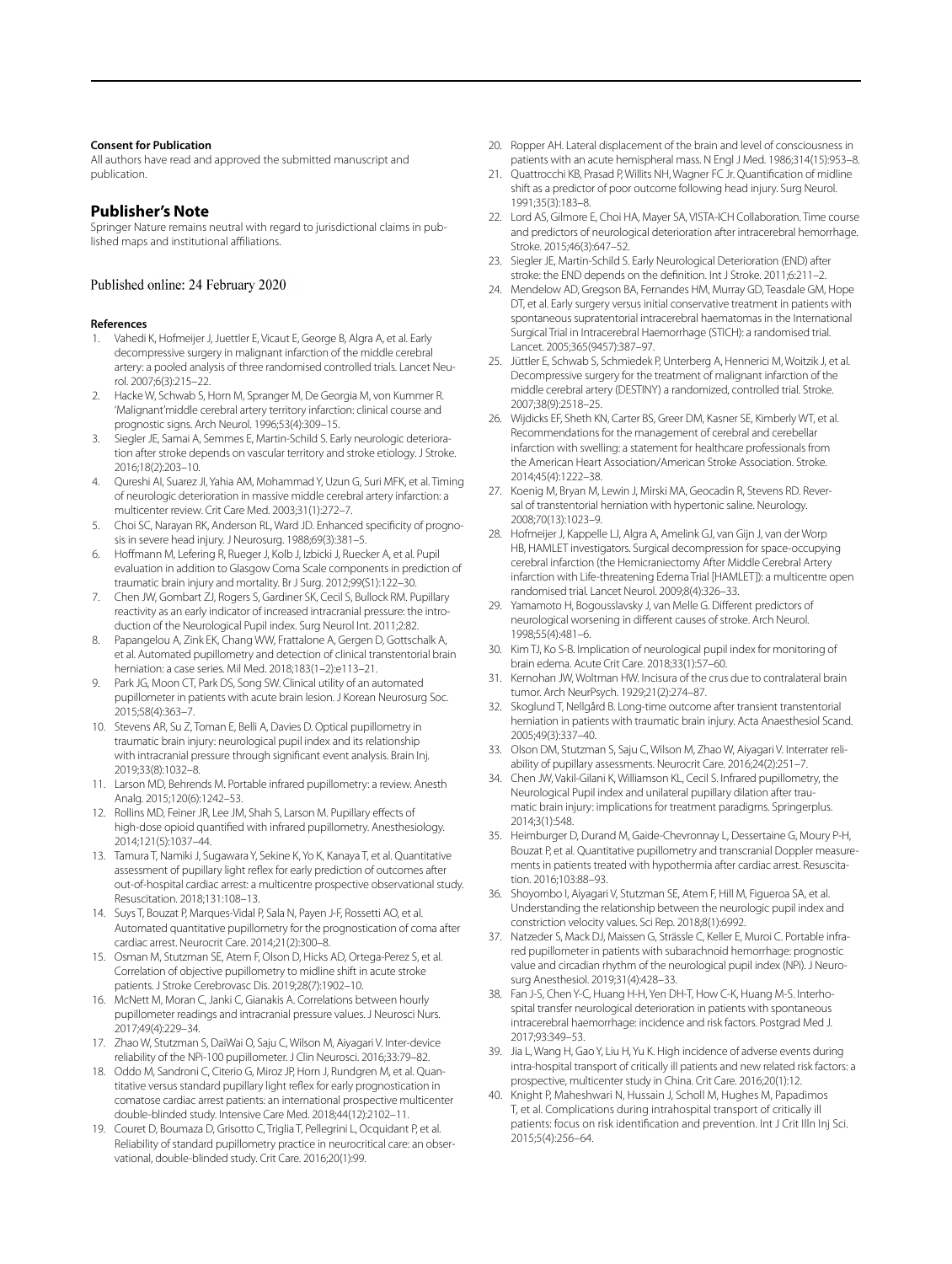#### Consent for Publication

All authors have read and approved the submitted manuscript and publication.

## Publisher's Note

Springer Nature remains neutral with regard to jurisdictional claims in published maps and institutional affiliations.

Published online: 24 February 2020

#### References

1. Vahedi K, Hofmeijer J, Juettler E, Vicaut E, George B, Algra A, et al. Early decompressive surgery in malignant infarction of the middle cerebral artery: a pooled analysis of three randomised controlled trials. Lancet Neurol. 2007;6(3):215–22.
2. Hacke W, Schwab S, Horn M, Spranger M, De Georgia M, von Kummer R. 'Malignant'middle cerebral artery territory infarction: clinical course and prognostic signs. Arch Neurol. 1996;53(4):309–15.
3. Siegler JE, Samai A, Semmes E, Martin-Schild S. Early neurologic deterioration after stroke depends on vascular territory and stroke etiology. J Stroke. 2016;18(2):203–10.
4. Qureshi AI, Suarez JI, Yahia AM, Mohammad Y, Uzun G, Suri MFK, et al. Timing of neurologic deterioration in massive middle cerebral artery infarction: a multicenter review. Crit Care Med. 2003;31(1):272–7.
5. Choi SC, Narayan RK, Anderson RL, Ward JD. Enhanced specificity of prognosis in severe head injury. J Neurosurg. 1988;69(3):381–5.
6. Hoffmann M, Lefering R, Rueger J, Kolb J, Izbicki J, Ruecker A, et al. Pupil evaluation in addition to Glasgow Coma Scale components in prediction of traumatic brain injury and mortality. Br J Surg. 2012;99(S1):122–30.
7. Chen JW, Gombart ZJ, Rogers S, Gardiner SK, Cecil S, Bullock RM. Pupillary reactivity as an early indicator of increased intracranial pressure: the introduction of the Neurological Pupil index. Surg Neurol Int. 2011;2:82.
8. Papangelou A, Zink EK, Chang WW, Frattalone A, Gergen D, Gottschalk A, et al. Automated pupillometry and detection of clinical transtentorial brain herniation: a case series. Mil Med. 2018;183(1–2):e113–21.
9. Park JG, Moon CT, Park DS, Song SW. Clinical utility of an automated pupillometer in patients with acute brain lesion. J Korean Neurosurg Soc. 2015;58(4):363–7.
10. Stevens AR, Su Z, Toman E, Belli A, Davies D. Optical pupillometry in traumatic brain injury: neurological pupil index and its relationship with intracranial pressure through significant event analysis. Brain Inj. 2019;33(8):1032–8.
11. Larson MD, Behrends M. Portable infrared pupillometry: a review. Anesth Analg. 2015;120(6):1242–53.
12. Rollins MD, Feiner JR, Lee JM, Shah S, Larson M. Pupillary effects of high-dose opioid quantified with infrared pupillometry. Anesthesiology. 2014;121(5):1037–44.
13. Tamura T, Namiki J, Sugawara Y, Sekine K, Yo K, Kanaya T, et al. Quantitative assessment of pupillary light reflex for early prediction of outcomes after out-of-hospital cardiac arrest: a multicentre prospective observational study. Resuscitation. 2018;131:108–13.
14. Suys T, Bouzat P, Marques-Vidal P, Sala N, Payen J-F, Rossetti AO, et al. Automated quantitative pupillometry for the prognostication of coma after cardiac arrest. Neurocrit Care. 2014;21(2):300–8.
15. Osman M, Stutzman SE, Atem F, Olson D, Hicks AD, Ortega-Perez S, et al. Correlation of objective pupillometry to midline shift in acute stroke patients. J Stroke Cerebrovasc Dis. 2019;28(7):1902–10.
16. McNett M, Moran C, Janki C, Gianakis A. Correlations between hourly pupillometer readings and intracranial pressure values. J Neurosci Nurs. 2017;49(4):229–34.
17. Zhao W, Stutzman S, DaiWai O, Saju C, Wilson M, Aiyagari V. Inter-device reliability of the NPi-100 pupillometer. J Clin Neurosci. 2016;33:79–82.
18. Oddo M, Sandroni C, Citerio G, Miroz JP, Horn J, Rundgren M, et al. Quantitative versus standard pupillary light reflex for early prognostication in comatose cardiac arrest patients: an international prospective multicenter double-blinded study. Intensive Care Med. 2018;44(12):2102–11.
19. Couret D, Boumaza D, Grisotto C, Triglia T, Pellegrini L, Ocquidant P, et al. Reliability of standard pupillometry practice in neurocritical care: an observational, double-blinded study. Crit Care. 2016;20(1):99.
20. Ropper AH. Lateral displacement of the brain and level of consciousness in patients with an acute hemispheral mass. N Engl J Med. 1986;314(15):953–8.
21. Quattrocchi KB, Prasad P, Willits NH, Wagner FC Jr. Quantification of midline shift as a predictor of poor outcome following head injury. Surg Neurol. 1991;35(3):183–8.
22. Lord AS, Gilmore E, Choi HA, Mayer SA, VISTA-ICH Collaboration. Time course and predictors of neurological deterioration after intracerebral hemorrhage. Stroke. 2015;46(3):647–52.
23. Siegler JE, Martin-Schild S. Early Neurological Deterioration (END) after stroke: the END depends on the definition. Int J Stroke. 2011;6:211–2.
24. Mendelow AD, Gregson BA, Fernandes HM, Murray GD, Teasdale GM, Hope DT, et al. Early surgery versus initial conservative treatment in patients with spontaneous supratentorial intracerebral haematomas in the International Surgical Trial in Intracerebral Haemorrhage (STICH): a randomised trial. Lancet. 2005;365(9457):387–97.
25. Jüttler E, Schwab S, Schmiedek P, Unterberg A, Hennerici M, Woitzik J, et al. Decompressive surgery for the treatment of malignant infarction of the middle cerebral artery (DESTINY) a randomized, controlled trial. Stroke. 2007;38(9):2518–25.
26. Wijdicks EF, Sheth KN, Carter BS, Greer DM, Kasner SE, Kimberly WT, et al. Recommendations for the management of cerebral and cerebellar infarction with swelling: a statement for healthcare professionals from the American Heart Association/American Stroke Association. Stroke. 2014;45(4):1222–38.
27. Koenig M, Bryan M, Lewin J, Mirski MA, Geocadin R, Stevens RD. Reversal of transtentorial herniation with hypertonic saline. Neurology. 2008;70(13):1023–9.
28. Hofmeijer J, Kappelle LJ, Algra A, Amelink GJ, van Gijn J, van der Worp HB, HAMLET investigators. Surgical decompression for space-occupying cerebral infarction (the Hemicraniectomy After Middle Cerebral Artery infarction with Life-threatening Edema Trial [HAMLET]): a multicentre open randomised trial. Lancet Neurol. 2009;8(4):326–33.
29. Yamamoto H, Bogousslavsky J, van Melle G. Different predictors of neurological worsening in different causes of stroke. Arch Neurol. 1998;55(4):481–6.
30. Kim TJ, Ko S-B. Implication of neurological pupil index for monitoring of brain edema. Acute Crit Care. 2018;33(1):57–60.
31. Kernohan JW, Woltman HW. Incisura of the crus due to contralateral brain tumor. Arch NeurPsych. 1929;21(2):274–87.
32. Skoglund T, Nellgård B. Long-time outcome after transient transtentorial herniation in patients with traumatic brain injury. Acta Anaesthesiol Scand. 2005;49(3):337–40.
33. Olson DM, Stutzman S, Saju C, Wilson M, Zhao W, Aiyagari V. Interrater reliability of pupillary assessments. Neurocrit Care. 2016;24(2):251–7.
34. Chen JW, Vakil-Gilani K, Williamson KL, Cecil S. Infrared pupillometry, the Neurological Pupil index and unilateral pupillary dilation after traumatic brain injury: implications for treatment paradigms. Springerplus. 2014;3(1):548.
35. Heimburger D, Durand M, Gaide-Chevronnay L, Dessertaine G, Moury P-H, Bouzat P, et al. Quantitative pupillometry and transcranial Doppler measurements in patients treated with hypothermia after cardiac arrest. Resuscitation. 2016;103:88–93.
36. Shoyombo I, Aiyagari V, Stutzman SE, Atem F, Hill M, Figueroa SA, et al. Understanding the relationship between the neurologic pupil index and constriction velocity values. Sci Rep. 2018;8(1):6992.
37. Natzeder S, Mack DJ, Maissen G, Strässle C, Keller E, Muroi C. Portable infrared pupillometer in patients with subarachnoid hemorrhage: prognostic value and circadian rhythm of the neurological pupil index (NPi). J Neurosurg Anesthesiol. 2019;31(4):428–33.
38. Fan J-S, Chen Y-C, Huang H-H, Yen DH-T, How C-K, Huang M-S. Interhospital transfer neurological deterioration in patients with spontaneous intracerebral haemorrhage: incidence and risk factors. Postgrad Med J. 2017;93:349–53.
39. Jia L, Wang H, Gao Y, Liu H, Yu K. High incidence of adverse events during intra-hospital transport of critically ill patients and new related risk factors: a prospective, multicenter study in China. Crit Care. 2016;20(1):12.
40. Knight P, Maheshwari N, Hussain J, Scholl M, Hughes M, Papadimos T, et al. Complications during intrahospital transport of critically ill patients: focus on risk identification and prevention. Int J Crit Illn Inj Sci. 2015;5(4):256–64.